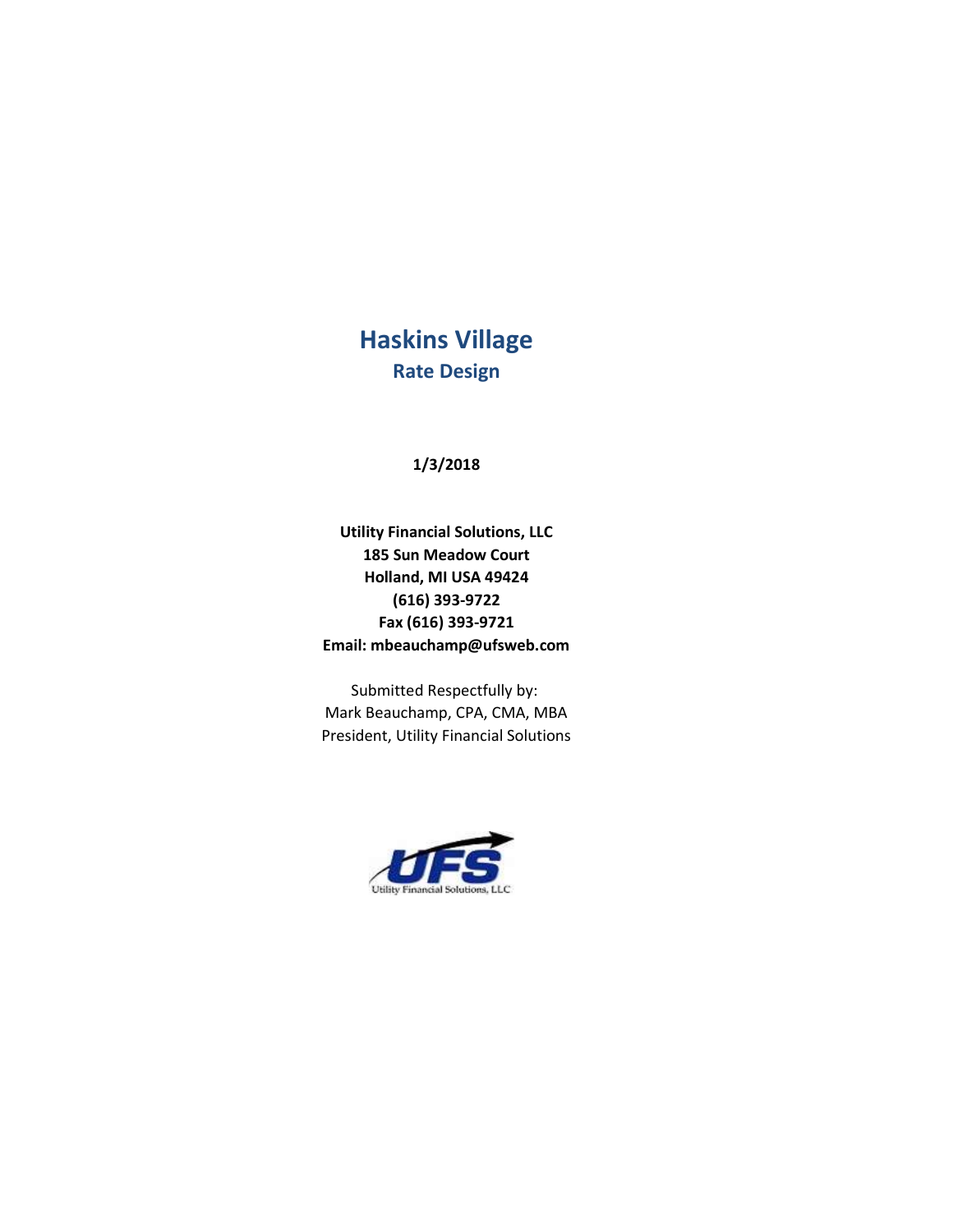# Haskins Village

## Rate Design

**1/3/2018**

**Utility Financial Solutions, LLC**
**185 Sun Meadow Court**
**Holland, MI USA 49424**
**(616) 393-9722**
**Fax (616) 393-9721**
**Email: mbeauchamp@ufsweb.com**

Submitted Respectfully by:
Mark Beauchamp, CPA, CMA, MBA
President, Utility Financial Solutions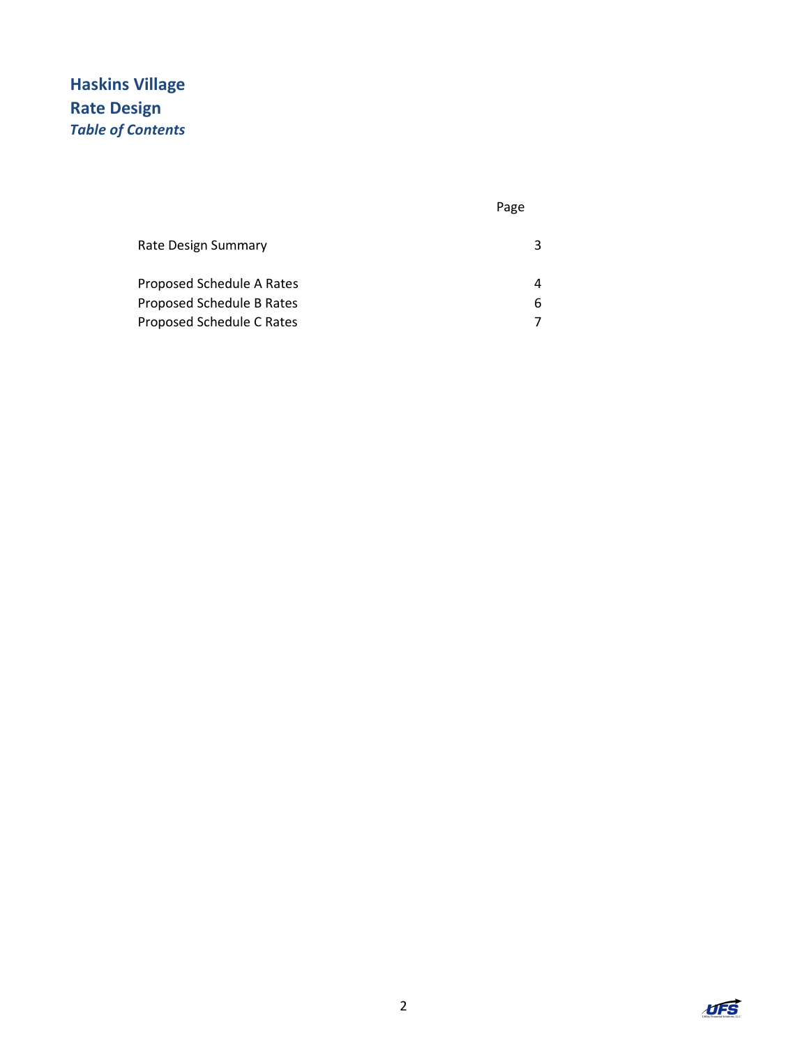# Haskins Village
# Rate Design
***Table of Contents***

| | Page |
|---|---|
| Rate Design Summary | 3 |
| Proposed Schedule A Rates | 4 |
| Proposed Schedule B Rates | 6 |
| Proposed Schedule C Rates | 7 |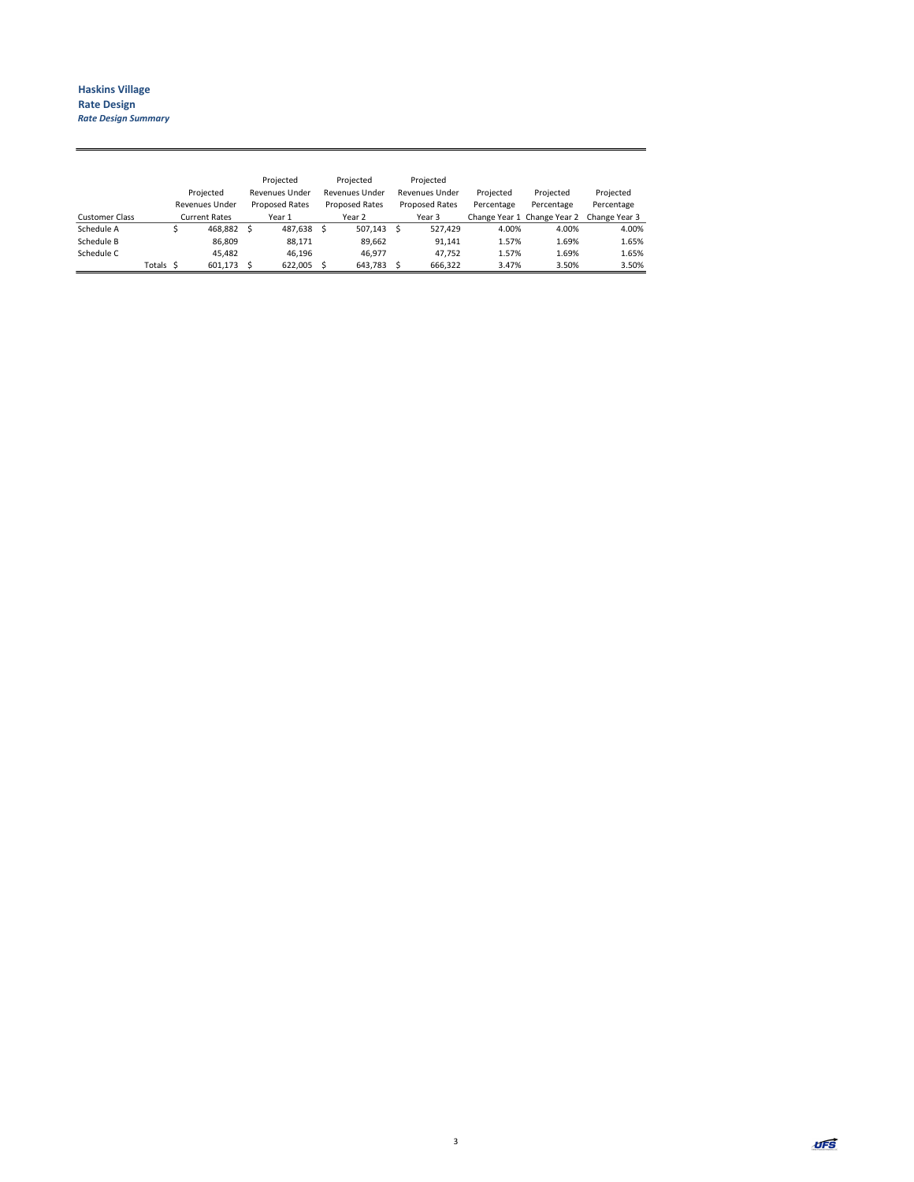**Haskins Village**

**Rate Design**

***Rate Design Summary***

| Customer Class | Projected Revenues Under Current Rates | Projected Revenues Under Proposed Rates Year 1 | Projected Revenues Under Proposed Rates Year 2 | Projected Revenues Under Proposed Rates Year 3 | Projected Percentage Change Year 1 | Projected Percentage Change Year 2 | Projected Percentage Change Year 3 |
|---|---|---|---|---|---|---|---|
| Schedule A | $ 468,882 | $ 487,638 | $ 507,143 | $ 527,429 | 4.00% | 4.00% | 4.00% |
| Schedule B | 86,809 | 88,171 | 89,662 | 91,141 | 1.57% | 1.69% | 1.65% |
| Schedule C | 45,482 | 46,196 | 46,977 | 47,752 | 1.57% | 1.69% | 1.65% |
| Totals | $ 601,173 | $ 622,005 | $ 643,783 | $ 666,322 | 3.47% | 3.50% | 3.50% |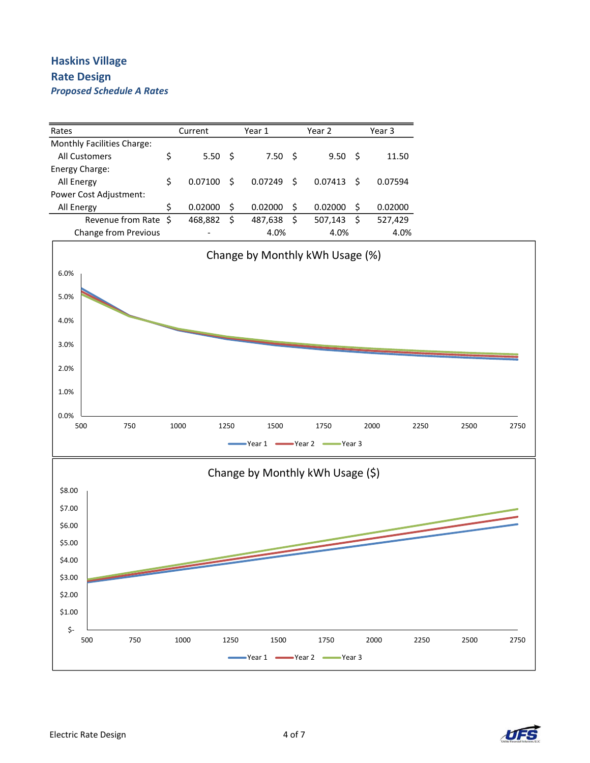# Haskins Village

## Rate Design

### *Proposed Schedule A Rates*

| Rates | Current | Year 1 | Year 2 | Year 3 |
|---|---|---|---|---|
| Monthly Facilities Charge: | | | | |
| All Customers | $ 5.50 | $ 7.50 | $ 9.50 | $ 11.50 |
| Energy Charge: | | | | |
| All Energy | $ 0.07100 | $ 0.07249 | $ 0.07413 | $ 0.07594 |
| Power Cost Adjustment: | | | | |
| All Energy | $ 0.02000 | $ 0.02000 | $ 0.02000 | $ 0.02000 |
| Revenue from Rate | $ 468,882 | $ 487,638 | $ 507,143 | $ 527,429 |
| Change from Previous | - | 4.0% | 4.0% | 4.0% |

**Change by Monthly kWh Usage (%)**

**Change by Monthly kWh Usage ($)**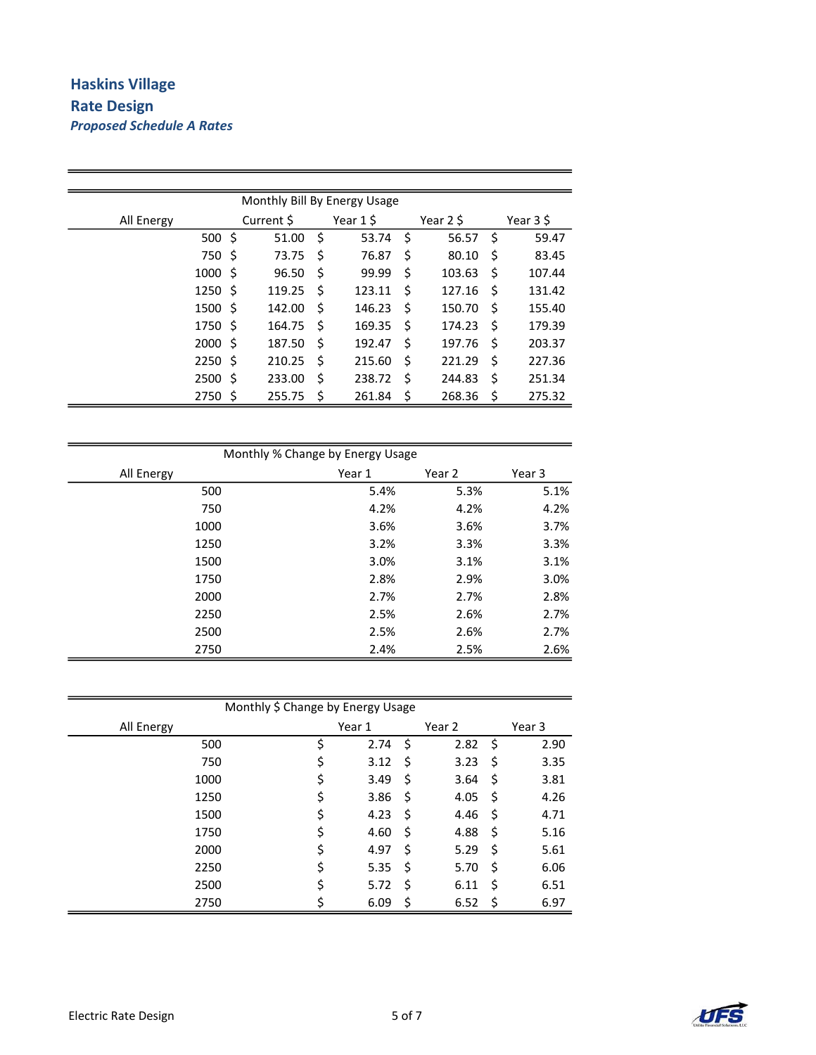# Haskins Village

## Rate Design

### *Proposed Schedule A Rates*

| | Monthly Bill By Energy Usage | | | |
|---|---|---|---|---|
| All Energy | Current $ | Year 1 $ | Year 2 $ | Year 3 $ |
| 500 | $ 51.00 | $ 53.74 | $ 56.57 | $ 59.47 |
| 750 | $ 73.75 | $ 76.87 | $ 80.10 | $ 83.45 |
| 1000 | $ 96.50 | $ 99.99 | $ 103.63 | $ 107.44 |
| 1250 | $ 119.25 | $ 123.11 | $ 127.16 | $ 131.42 |
| 1500 | $ 142.00 | $ 146.23 | $ 150.70 | $ 155.40 |
| 1750 | $ 164.75 | $ 169.35 | $ 174.23 | $ 179.39 |
| 2000 | $ 187.50 | $ 192.47 | $ 197.76 | $ 203.37 |
| 2250 | $ 210.25 | $ 215.60 | $ 221.29 | $ 227.36 |
| 2500 | $ 233.00 | $ 238.72 | $ 244.83 | $ 251.34 |
| 2750 | $ 255.75 | $ 261.84 | $ 268.36 | $ 275.32 |

| | Monthly % Change by Energy Usage | | |
|---|---|---|---|
| All Energy | Year 1 | Year 2 | Year 3 |
| 500 | 5.4% | 5.3% | 5.1% |
| 750 | 4.2% | 4.2% | 4.2% |
| 1000 | 3.6% | 3.6% | 3.7% |
| 1250 | 3.2% | 3.3% | 3.3% |
| 1500 | 3.0% | 3.1% | 3.1% |
| 1750 | 2.8% | 2.9% | 3.0% |
| 2000 | 2.7% | 2.7% | 2.8% |
| 2250 | 2.5% | 2.6% | 2.7% |
| 2500 | 2.5% | 2.6% | 2.7% |
| 2750 | 2.4% | 2.5% | 2.6% |

| | Monthly $ Change by Energy Usage | | |
|---|---|---|---|
| All Energy | Year 1 | Year 2 | Year 3 |
| 500 | $ 2.74 | $ 2.82 | $ 2.90 |
| 750 | $ 3.12 | $ 3.23 | $ 3.35 |
| 1000 | $ 3.49 | $ 3.64 | $ 3.81 |
| 1250 | $ 3.86 | $ 4.05 | $ 4.26 |
| 1500 | $ 4.23 | $ 4.46 | $ 4.71 |
| 1750 | $ 4.60 | $ 4.88 | $ 5.16 |
| 2000 | $ 4.97 | $ 5.29 | $ 5.61 |
| 2250 | $ 5.35 | $ 5.70 | $ 6.06 |
| 2500 | $ 5.72 | $ 6.11 | $ 6.51 |
| 2750 | $ 6.09 | $ 6.52 | $ 6.97 |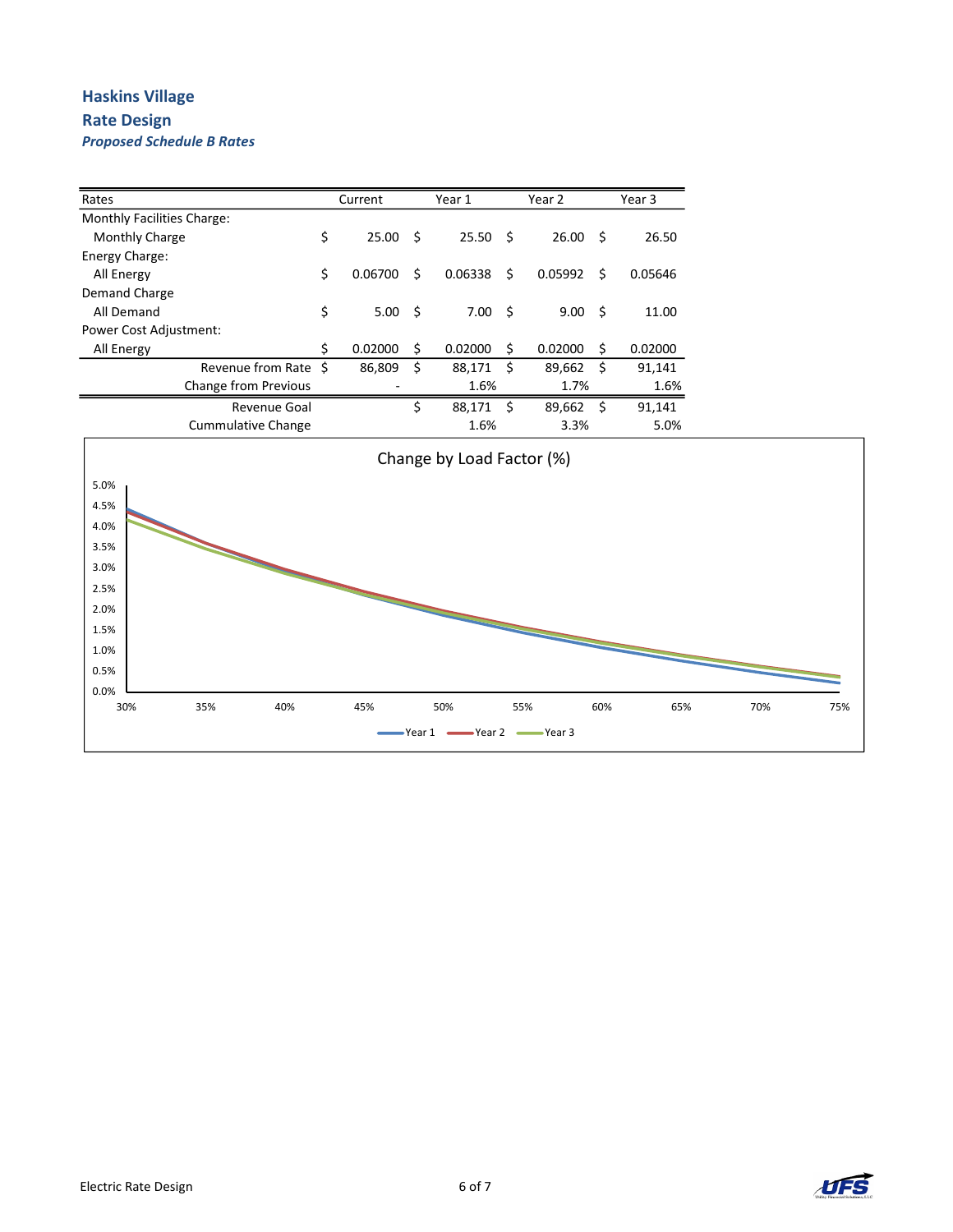## Haskins Village
## Rate Design
***Proposed Schedule B Rates***

| Rates | Current | Year 1 | Year 2 | Year 3 |
|---|---|---|---|---|
| Monthly Facilities Charge: | | | | |
| Monthly Charge | $ 25.00 | $ 25.50 | $ 26.00 | $ 26.50 |
| Energy Charge: | | | | |
| All Energy | $ 0.06700 | $ 0.06338 | $ 0.05992 | $ 0.05646 |
| Demand Charge | | | | |
| All Demand | $ 5.00 | $ 7.00 | $ 9.00 | $ 11.00 |
| Power Cost Adjustment: | | | | |
| All Energy | $ 0.02000 | $ 0.02000 | $ 0.02000 | $ 0.02000 |
| Revenue from Rate | $ 86,809 | $ 88,171 | $ 89,662 | $ 91,141 |
| Change from Previous | - | 1.6% | 1.7% | 1.6% |
| Revenue Goal | | $ 88,171 | $ 89,662 | $ 91,141 |
| Cummulative Change | | 1.6% | 3.3% | 5.0% |

**Change by Load Factor (%)**

Y-axis: 0.0%, 0.5%, 1.0%, 1.5%, 2.0%, 2.5%, 3.0%, 3.5%, 4.0%, 4.5%, 5.0%

X-axis: 30%, 35%, 40%, 45%, 50%, 55%, 60%, 65%, 70%, 75%

Legend: Year 1, Year 2, Year 3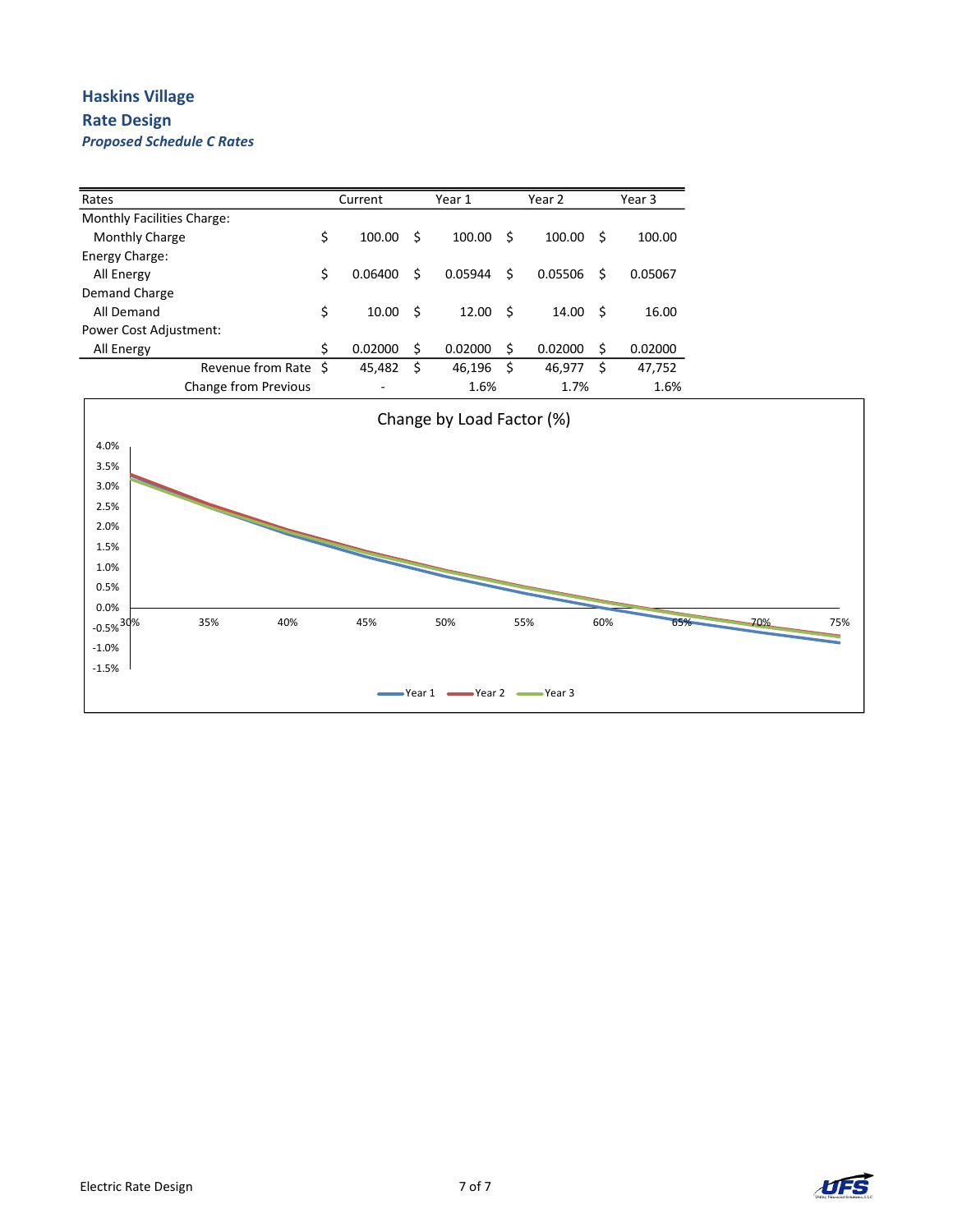**Haskins Village**

**Rate Design**

***Proposed Schedule C Rates***

| Rates | Current | Year 1 | Year 2 | Year 3 |
|---|---|---|---|---|
| Monthly Facilities Charge: | | | | |
| Monthly Charge | $ 100.00 | $ 100.00 | $ 100.00 | $ 100.00 |
| Energy Charge: | | | | |
| All Energy | $ 0.06400 | $ 0.05944 | $ 0.05506 | $ 0.05067 |
| Demand Charge | | | | |
| All Demand | $ 10.00 | $ 12.00 | $ 14.00 | $ 16.00 |
| Power Cost Adjustment: | | | | |
| All Energy | $ 0.02000 | $ 0.02000 | $ 0.02000 | $ 0.02000 |
| Revenue from Rate | $ 45,482 | $ 46,196 | $ 46,977 | $ 47,752 |
| Change from Previous | - | 1.6% | 1.7% | 1.6% |

Change by Load Factor (%)

4.0%
3.5%
3.0%
2.5%
2.0%
1.5%
1.0%
0.5%
0.0%
-0.5%
-1.0%
-1.5%

30% 35% 40% 45% 50% 55% 60% 65% 70% 75%

Year 1 Year 2 Year 3

Electric Rate Design